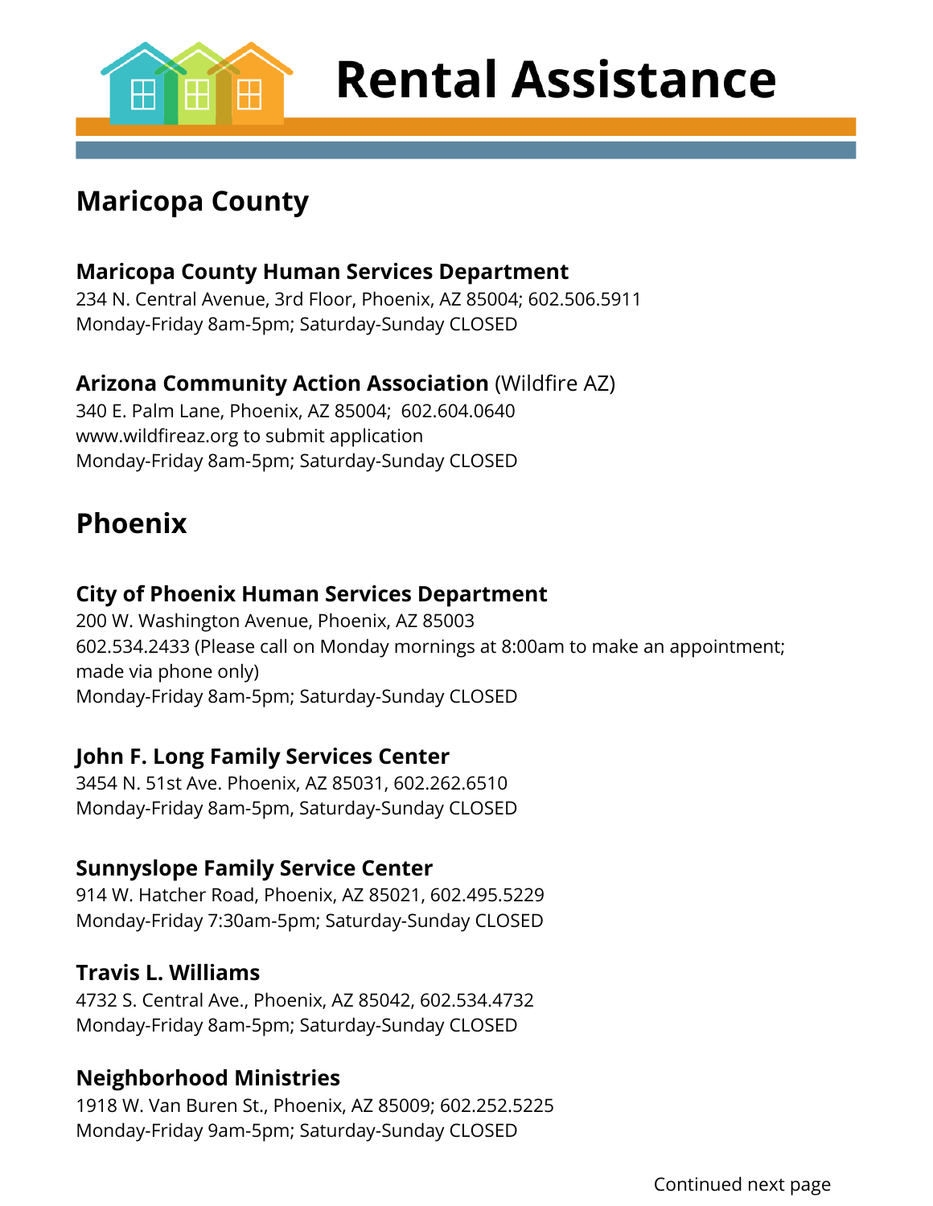# Rental Assistance

## Maricopa County

### Maricopa County Human Services Department

234 N. Central Avenue, 3rd Floor, Phoenix, AZ 85004; 602.506.5911
Monday-Friday 8am-5pm; Saturday-Sunday CLOSED

### Arizona Community Action Association (Wildfire AZ)

340 E. Palm Lane, Phoenix, AZ 85004; 602.604.0640
www.wildfireaz.org to submit application
Monday-Friday 8am-5pm; Saturday-Sunday CLOSED

## Phoenix

### City of Phoenix Human Services Department

200 W. Washington Avenue, Phoenix, AZ 85003
602.534.2433 (Please call on Monday mornings at 8:00am to make an appointment; made via phone only)
Monday-Friday 8am-5pm; Saturday-Sunday CLOSED

### John F. Long Family Services Center

3454 N. 51st Ave. Phoenix, AZ 85031, 602.262.6510
Monday-Friday 8am-5pm, Saturday-Sunday CLOSED

### Sunnyslope Family Service Center

914 W. Hatcher Road, Phoenix, AZ 85021, 602.495.5229
Monday-Friday 7:30am-5pm; Saturday-Sunday CLOSED

### Travis L. Williams

4732 S. Central Ave., Phoenix, AZ 85042, 602.534.4732
Monday-Friday 8am-5pm; Saturday-Sunday CLOSED

### Neighborhood Ministries

1918 W. Van Buren St., Phoenix, AZ 85009; 602.252.5225
Monday-Friday 9am-5pm; Saturday-Sunday CLOSED

Continued next page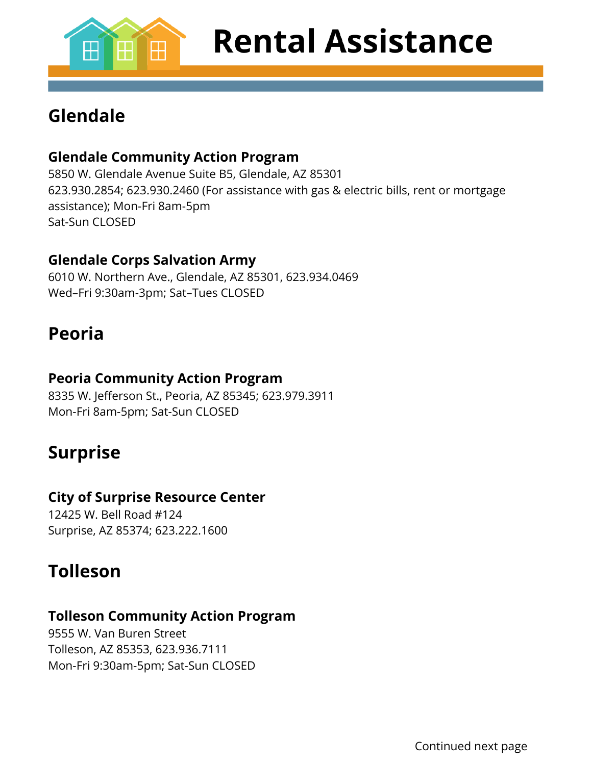# Rental Assistance

## Glendale

### Glendale Community Action Program

5850 W. Glendale Avenue Suite B5, Glendale, AZ 85301
623.930.2854; 623.930.2460 (For assistance with gas & electric bills, rent or mortgage assistance); Mon-Fri 8am-5pm
Sat-Sun CLOSED

### Glendale Corps Salvation Army

6010 W. Northern Ave., Glendale, AZ 85301, 623.934.0469
Wed–Fri 9:30am-3pm; Sat–Tues CLOSED

## Peoria

### Peoria Community Action Program

8335 W. Jefferson St., Peoria, AZ 85345; 623.979.3911
Mon-Fri 8am-5pm; Sat-Sun CLOSED

## Surprise

### City of Surprise Resource Center

12425 W. Bell Road #124
Surprise, AZ 85374; 623.222.1600

## Tolleson

### Tolleson Community Action Program

9555 W. Van Buren Street
Tolleson, AZ 85353, 623.936.7111
Mon-Fri 9:30am-5pm; Sat-Sun CLOSED

Continued next page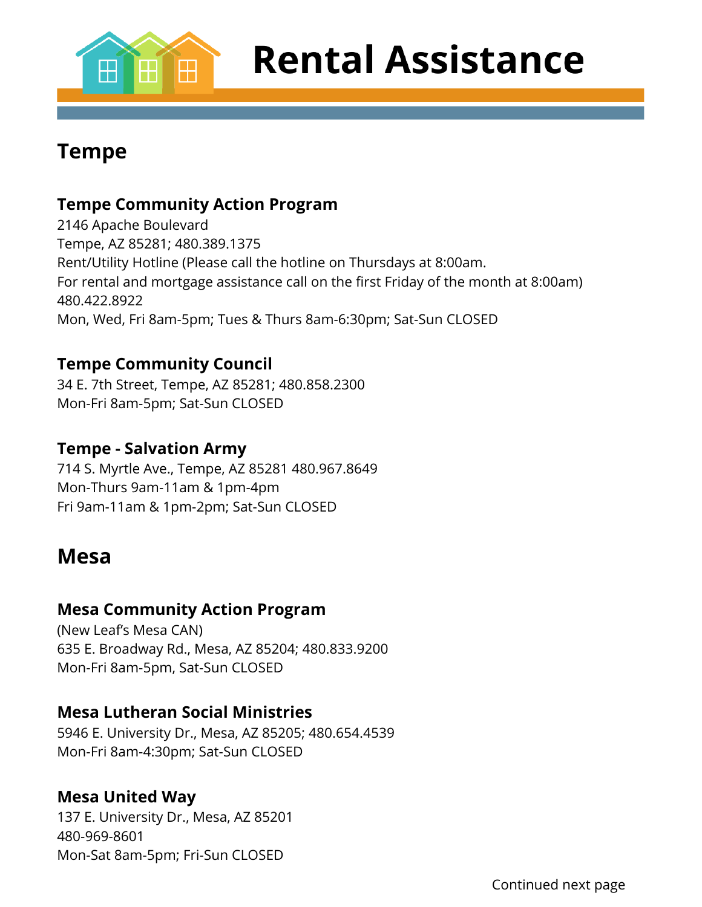# Rental Assistance

## Tempe

### Tempe Community Action Program

2146 Apache Boulevard
Tempe, AZ 85281; 480.389.1375
Rent/Utility Hotline (Please call the hotline on Thursdays at 8:00am.
For rental and mortgage assistance call on the first Friday of the month at 8:00am)
480.422.8922
Mon, Wed, Fri 8am-5pm; Tues & Thurs 8am-6:30pm; Sat-Sun CLOSED

### Tempe Community Council

34 E. 7th Street, Tempe, AZ 85281; 480.858.2300
Mon-Fri 8am-5pm; Sat-Sun CLOSED

### Tempe - Salvation Army

714 S. Myrtle Ave., Tempe, AZ 85281 480.967.8649
Mon-Thurs 9am-11am & 1pm-4pm
Fri 9am-11am & 1pm-2pm; Sat-Sun CLOSED

## Mesa

### Mesa Community Action Program

(New Leaf's Mesa CAN)
635 E. Broadway Rd., Mesa, AZ 85204; 480.833.9200
Mon-Fri 8am-5pm, Sat-Sun CLOSED

### Mesa Lutheran Social Ministries

5946 E. University Dr., Mesa, AZ 85205; 480.654.4539
Mon-Fri 8am-4:30pm; Sat-Sun CLOSED

### Mesa United Way

137 E. University Dr., Mesa, AZ 85201
480-969-8601
Mon-Sat 8am-5pm; Fri-Sun CLOSED

Continued next page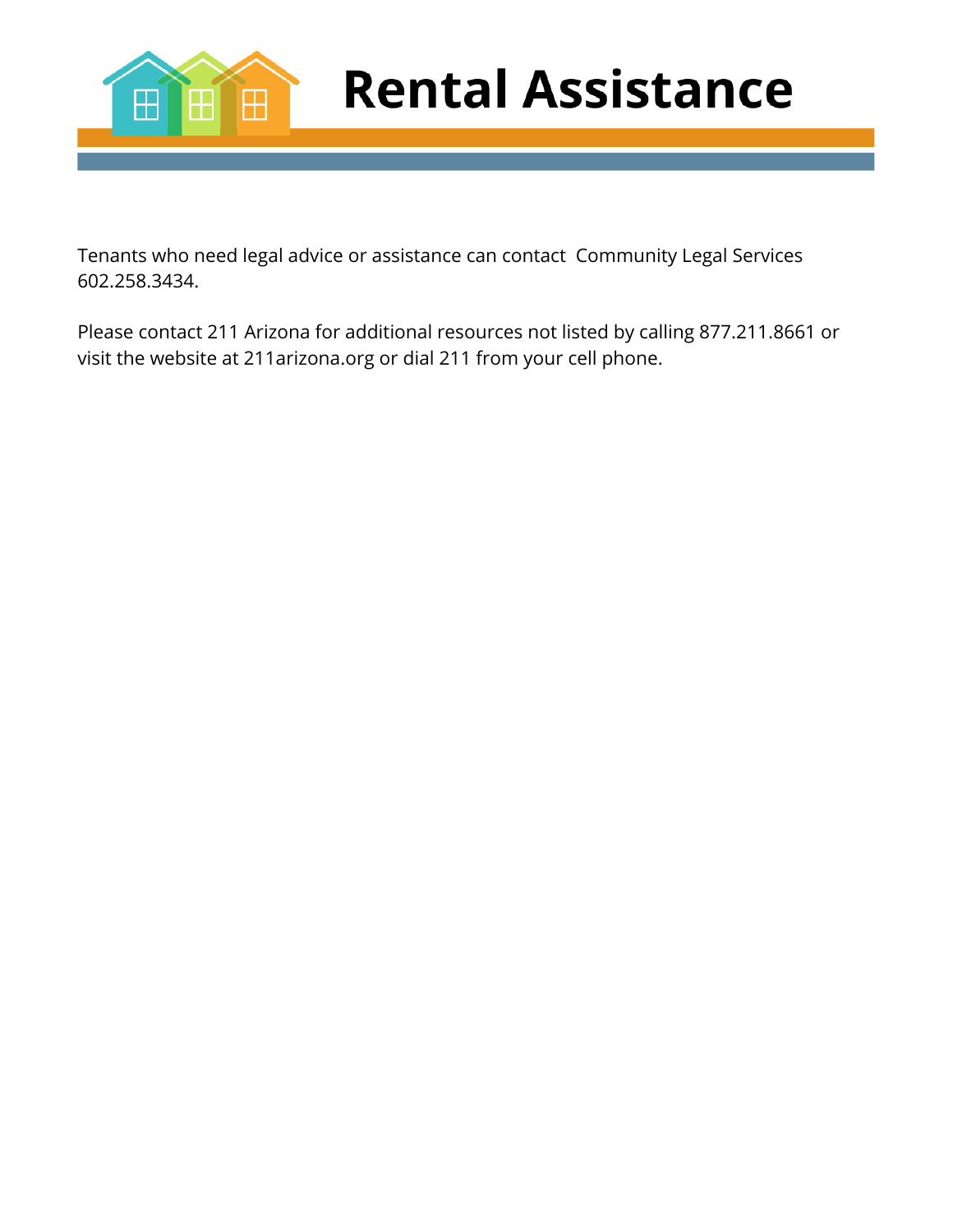# Rental Assistance

Tenants who need legal advice or assistance can contact  Community Legal Services 602.258.3434.

Please contact 211 Arizona for additional resources not listed by calling 877.211.8661 or visit the website at 211arizona.org or dial 211 from your cell phone.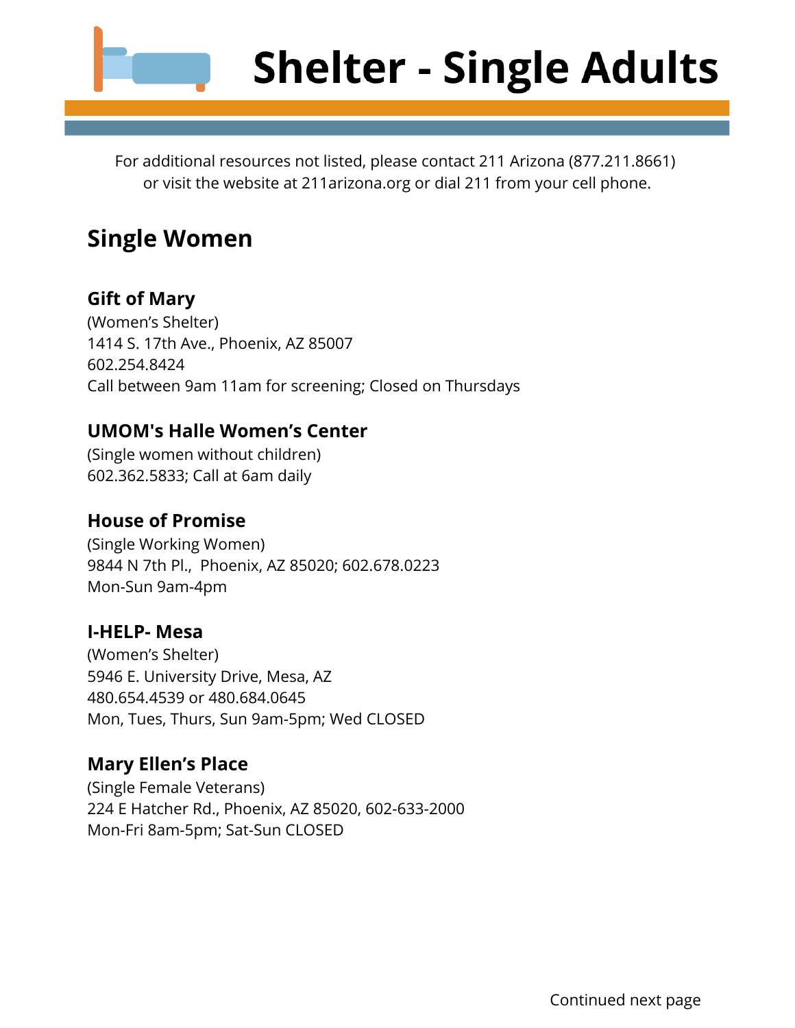# Shelter - Single Adults

For additional resources not listed, please contact 211 Arizona (877.211.8661) or visit the website at 211arizona.org or dial 211 from your cell phone.

## Single Women

### Gift of Mary

(Women's Shelter)
1414 S. 17th Ave., Phoenix, AZ 85007
602.254.8424
Call between 9am 11am for screening; Closed on Thursdays

### UMOM's Halle Women's Center

(Single women without children)
602.362.5833; Call at 6am daily

### House of Promise

(Single Working Women)
9844 N 7th Pl., Phoenix, AZ 85020; 602.678.0223
Mon-Sun 9am-4pm

### I-HELP- Mesa

(Women's Shelter)
5946 E. University Drive, Mesa, AZ
480.654.4539 or 480.684.0645
Mon, Tues, Thurs, Sun 9am-5pm; Wed CLOSED

### Mary Ellen's Place

(Single Female Veterans)
224 E Hatcher Rd., Phoenix, AZ 85020, 602-633-2000
Mon-Fri 8am-5pm; Sat-Sun CLOSED

Continued next page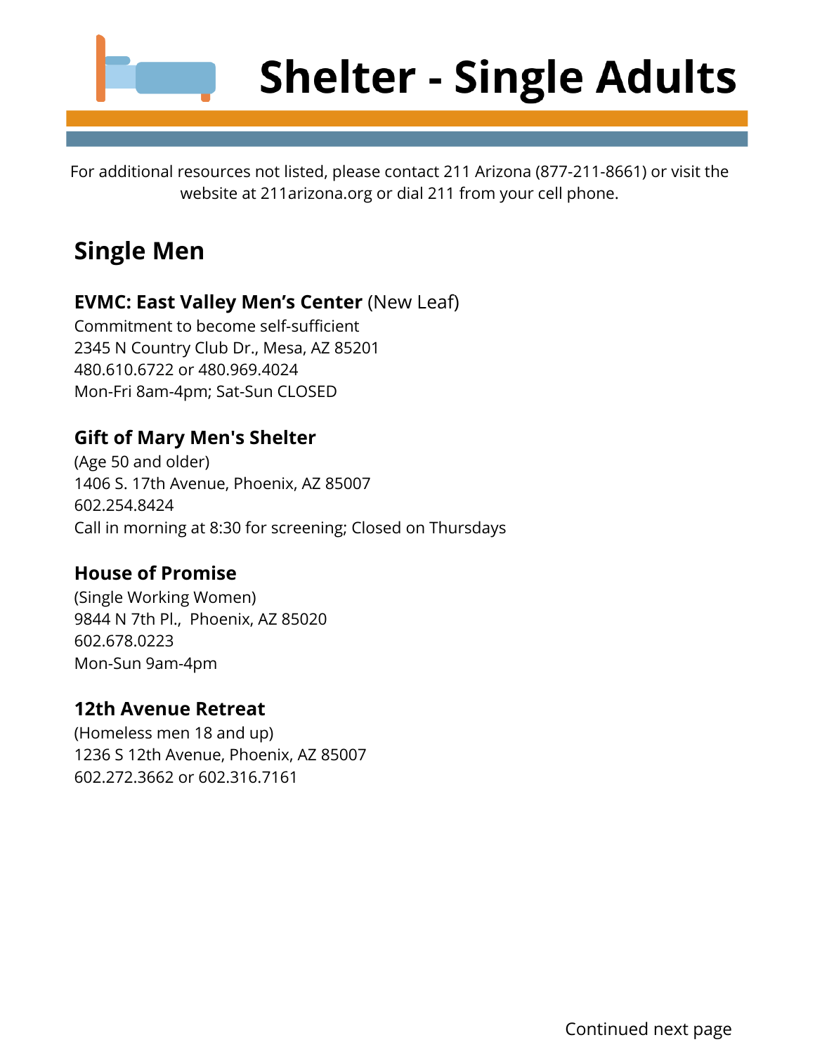# Shelter - Single Adults

For additional resources not listed, please contact 211 Arizona (877-211-8661) or visit the website at 211arizona.org or dial 211 from your cell phone.

## Single Men

### **EVMC: East Valley Men's Center** (New Leaf)

Commitment to become self-sufficient
2345 N Country Club Dr., Mesa, AZ 85201
480.610.6722 or 480.969.4024
Mon-Fri 8am-4pm; Sat-Sun CLOSED

### Gift of Mary Men's Shelter

(Age 50 and older)
1406 S. 17th Avenue, Phoenix, AZ 85007
602.254.8424
Call in morning at 8:30 for screening; Closed on Thursdays

### House of Promise

(Single Working Women)
9844 N 7th Pl., Phoenix, AZ 85020
602.678.0223
Mon-Sun 9am-4pm

### 12th Avenue Retreat

(Homeless men 18 and up)
1236 S 12th Avenue, Phoenix, AZ 85007
602.272.3662 or 602.316.7161

Continued next page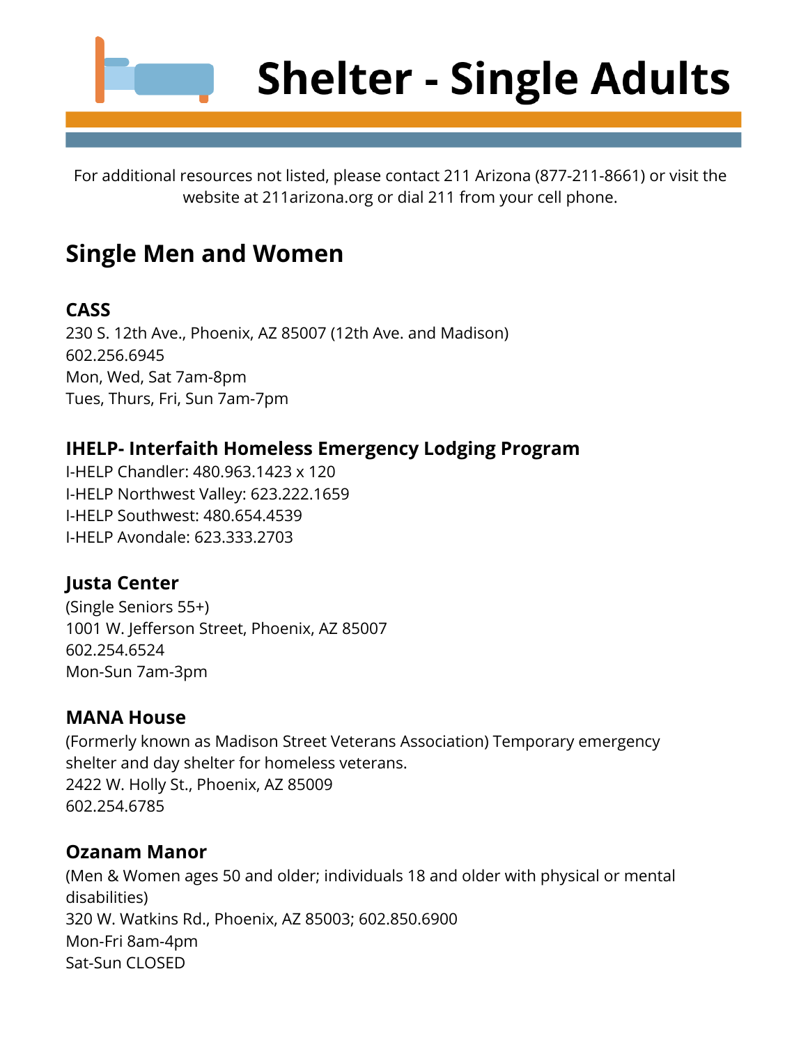# Shelter - Single Adults

For additional resources not listed, please contact 211 Arizona (877-211-8661) or visit the website at 211arizona.org or dial 211 from your cell phone.

## Single Men and Women

### CASS

230 S. 12th Ave., Phoenix, AZ 85007 (12th Ave. and Madison)
602.256.6945
Mon, Wed, Sat 7am-8pm
Tues, Thurs, Fri, Sun 7am-7pm

### IHELP- Interfaith Homeless Emergency Lodging Program

I-HELP Chandler: 480.963.1423 x 120
I-HELP Northwest Valley: 623.222.1659
I-HELP Southwest: 480.654.4539
I-HELP Avondale: 623.333.2703

### Justa Center

(Single Seniors 55+)
1001 W. Jefferson Street, Phoenix, AZ 85007
602.254.6524
Mon-Sun 7am-3pm

### MANA House

(Formerly known as Madison Street Veterans Association) Temporary emergency shelter and day shelter for homeless veterans.
2422 W. Holly St., Phoenix, AZ 85009
602.254.6785

### Ozanam Manor

(Men & Women ages 50 and older; individuals 18 and older with physical or mental disabilities)
320 W. Watkins Rd., Phoenix, AZ 85003; 602.850.6900
Mon-Fri 8am-4pm
Sat-Sun CLOSED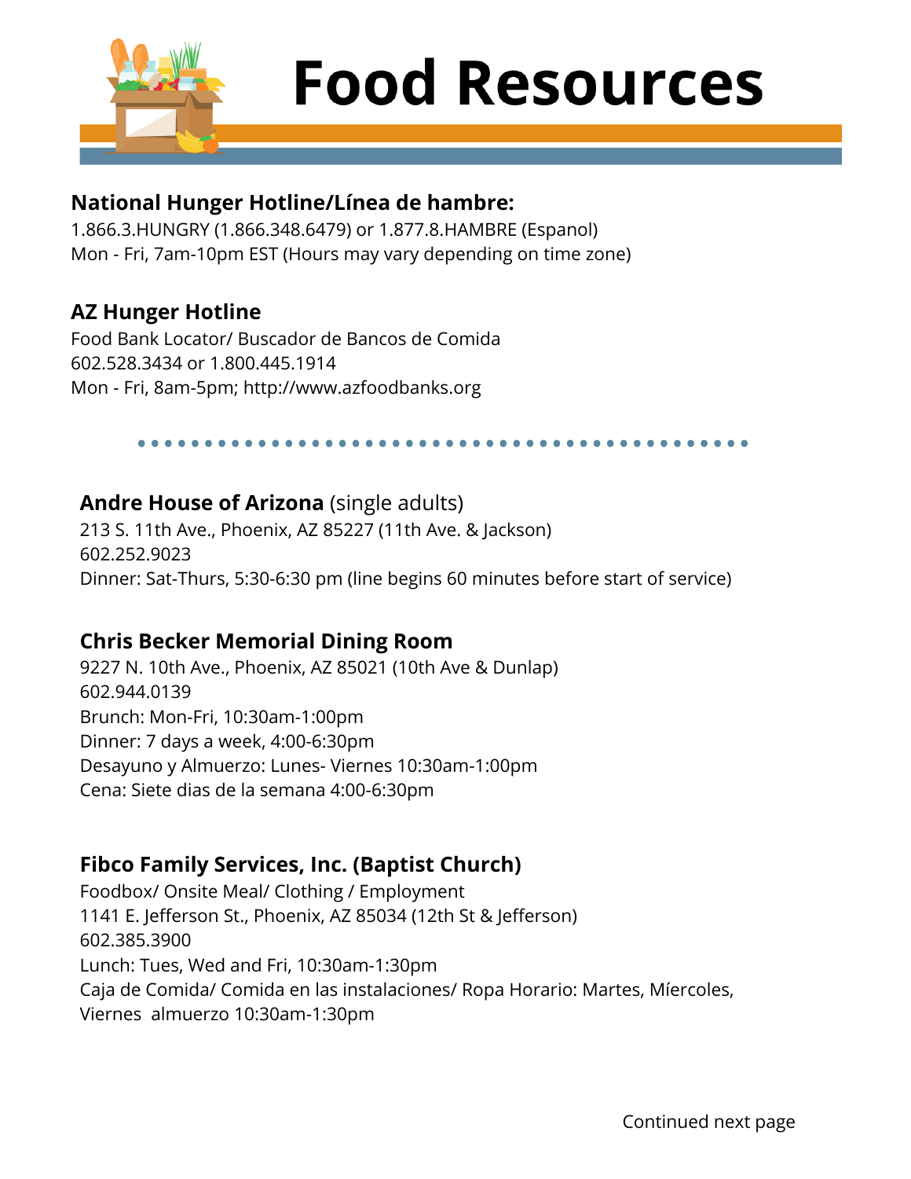# Food Resources

**National Hunger Hotline/Línea de hambre:**
1.866.3.HUNGRY (1.866.348.6479) or 1.877.8.HAMBRE (Espanol)
Mon - Fri, 7am-10pm EST (Hours may vary depending on time zone)

**AZ Hunger Hotline**
Food Bank Locator/ Buscador de Bancos de Comida
602.528.3434 or 1.800.445.1914
Mon - Fri, 8am-5pm; http://www.azfoodbanks.org

**Andre House of Arizona** (single adults)
213 S. 11th Ave., Phoenix, AZ 85227 (11th Ave. & Jackson)
602.252.9023
Dinner: Sat-Thurs, 5:30-6:30 pm (line begins 60 minutes before start of service)

**Chris Becker Memorial Dining Room**
9227 N. 10th Ave., Phoenix, AZ 85021 (10th Ave & Dunlap)
602.944.0139
Brunch: Mon-Fri, 10:30am-1:00pm
Dinner: 7 days a week, 4:00-6:30pm
Desayuno y Almuerzo: Lunes- Viernes 10:30am-1:00pm
Cena: Siete dias de la semana 4:00-6:30pm

**Fibco Family Services, Inc. (Baptist Church)**
Foodbox/ Onsite Meal/ Clothing / Employment
1141 E. Jefferson St., Phoenix, AZ 85034 (12th St & Jefferson)
602.385.3900
Lunch: Tues, Wed and Fri, 10:30am-1:30pm
Caja de Comida/ Comida en las instalaciones/ Ropa Horario: Martes, Míercoles, Viernes almuerzo 10:30am-1:30pm

Continued next page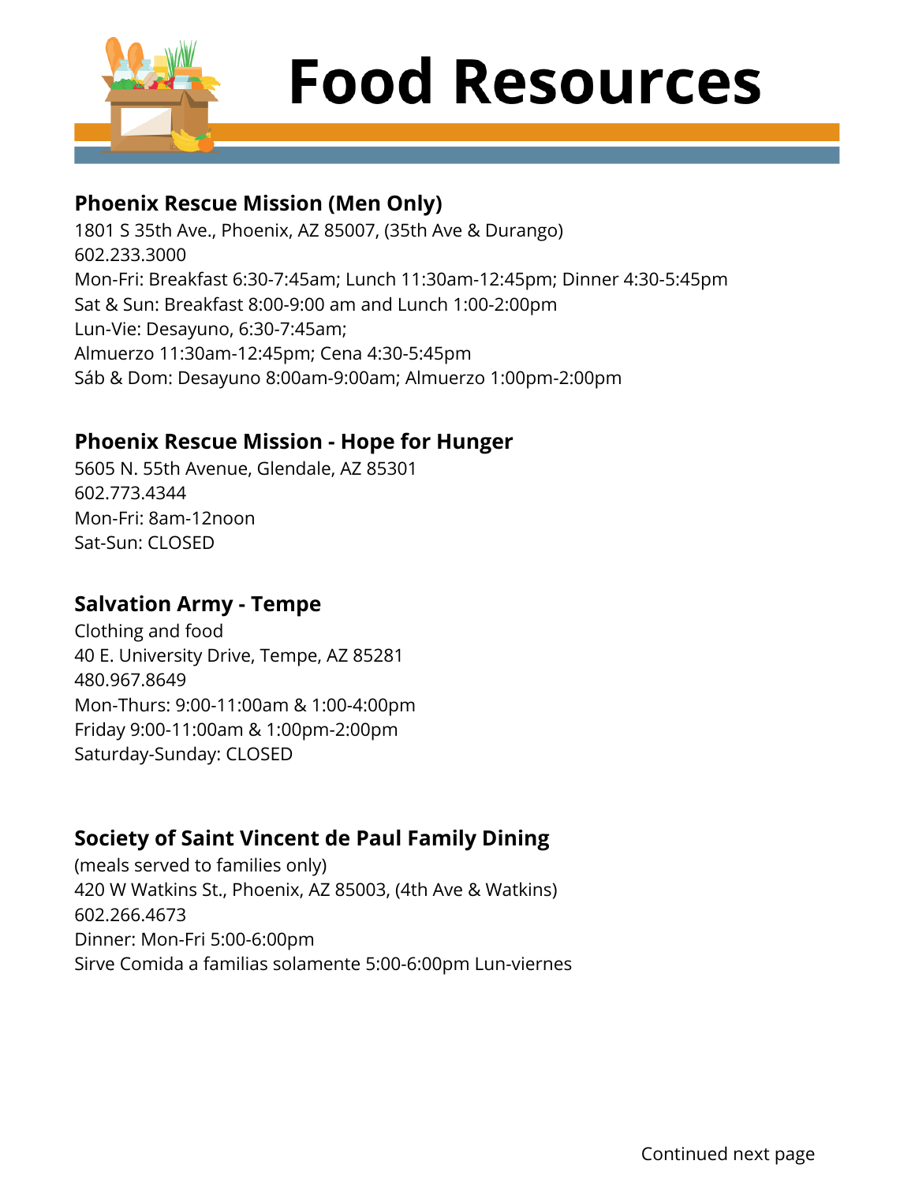# Food Resources

### Phoenix Rescue Mission (Men Only)

1801 S 35th Ave., Phoenix, AZ 85007, (35th Ave & Durango)
602.233.3000
Mon-Fri: Breakfast 6:30-7:45am; Lunch 11:30am-12:45pm; Dinner 4:30-5:45pm
Sat & Sun: Breakfast 8:00-9:00 am and Lunch 1:00-2:00pm
Lun-Vie: Desayuno, 6:30-7:45am;
Almuerzo 11:30am-12:45pm; Cena 4:30-5:45pm
Sáb & Dom: Desayuno 8:00am-9:00am; Almuerzo 1:00pm-2:00pm

### Phoenix Rescue Mission - Hope for Hunger

5605 N. 55th Avenue, Glendale, AZ 85301
602.773.4344
Mon-Fri: 8am-12noon
Sat-Sun: CLOSED

### Salvation Army - Tempe

Clothing and food
40 E. University Drive, Tempe, AZ 85281
480.967.8649
Mon-Thurs: 9:00-11:00am & 1:00-4:00pm
Friday 9:00-11:00am & 1:00pm-2:00pm
Saturday-Sunday: CLOSED

### Society of Saint Vincent de Paul Family Dining

(meals served to families only)
420 W Watkins St., Phoenix, AZ 85003, (4th Ave & Watkins)
602.266.4673
Dinner: Mon-Fri 5:00-6:00pm
Sirve Comida a familias solamente 5:00-6:00pm Lun-viernes

Continued next page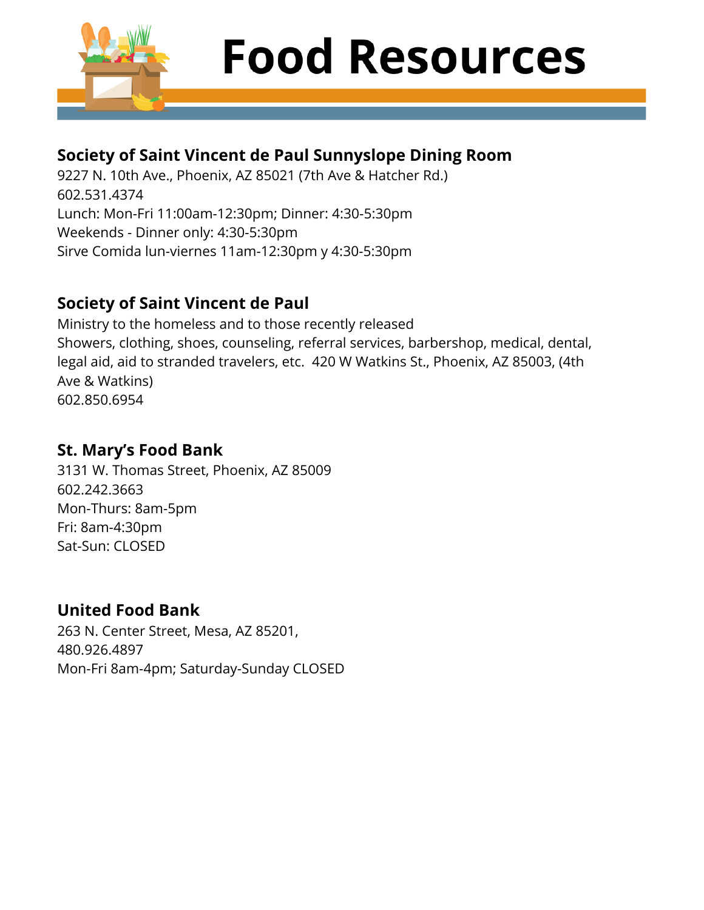# Food Resources

## Society of Saint Vincent de Paul Sunnyslope Dining Room

9227 N. 10th Ave., Phoenix, AZ 85021 (7th Ave & Hatcher Rd.)
602.531.4374
Lunch: Mon-Fri 11:00am-12:30pm; Dinner: 4:30-5:30pm
Weekends - Dinner only: 4:30-5:30pm
Sirve Comida lun-viernes 11am-12:30pm y 4:30-5:30pm

## Society of Saint Vincent de Paul

Ministry to the homeless and to those recently released
Showers, clothing, shoes, counseling, referral services, barbershop, medical, dental, legal aid, aid to stranded travelers, etc. 420 W Watkins St., Phoenix, AZ 85003, (4th Ave & Watkins)
602.850.6954

## St. Mary's Food Bank

3131 W. Thomas Street, Phoenix, AZ 85009
602.242.3663
Mon-Thurs: 8am-5pm
Fri: 8am-4:30pm
Sat-Sun: CLOSED

## United Food Bank

263 N. Center Street, Mesa, AZ 85201,
480.926.4897
Mon-Fri 8am-4pm; Saturday-Sunday CLOSED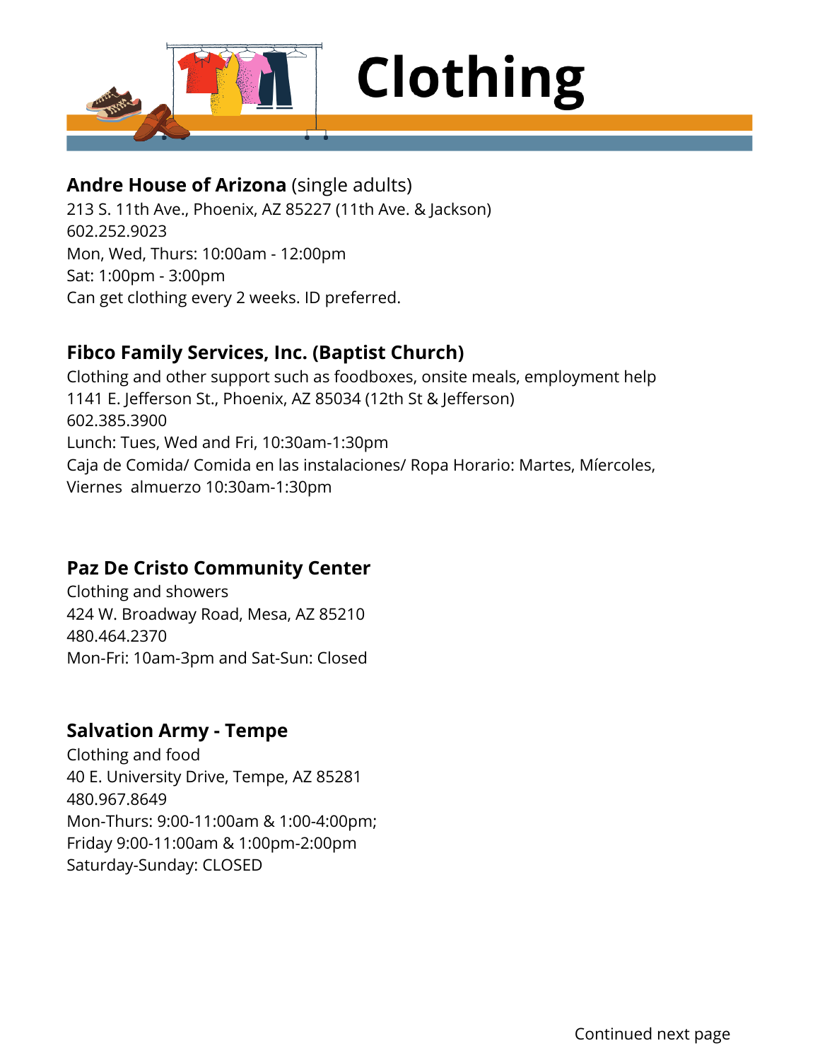# Clothing

**Andre House of Arizona** (single adults)
213 S. 11th Ave., Phoenix, AZ 85227 (11th Ave. & Jackson)
602.252.9023
Mon, Wed, Thurs: 10:00am - 12:00pm
Sat: 1:00pm - 3:00pm
Can get clothing every 2 weeks. ID preferred.

**Fibco Family Services, Inc. (Baptist Church)**
Clothing and other support such as foodboxes, onsite meals, employment help
1141 E. Jefferson St., Phoenix, AZ 85034 (12th St & Jefferson)
602.385.3900
Lunch: Tues, Wed and Fri, 10:30am-1:30pm
Caja de Comida/ Comida en las instalaciones/ Ropa Horario: Martes, Míercoles, Viernes almuerzo 10:30am-1:30pm

**Paz De Cristo Community Center**
Clothing and showers
424 W. Broadway Road, Mesa, AZ 85210
480.464.2370
Mon-Fri: 10am-3pm and Sat-Sun: Closed

**Salvation Army - Tempe**
Clothing and food
40 E. University Drive, Tempe, AZ 85281
480.967.8649
Mon-Thurs: 9:00-11:00am & 1:00-4:00pm;
Friday 9:00-11:00am & 1:00pm-2:00pm
Saturday-Sunday: CLOSED

Continued next page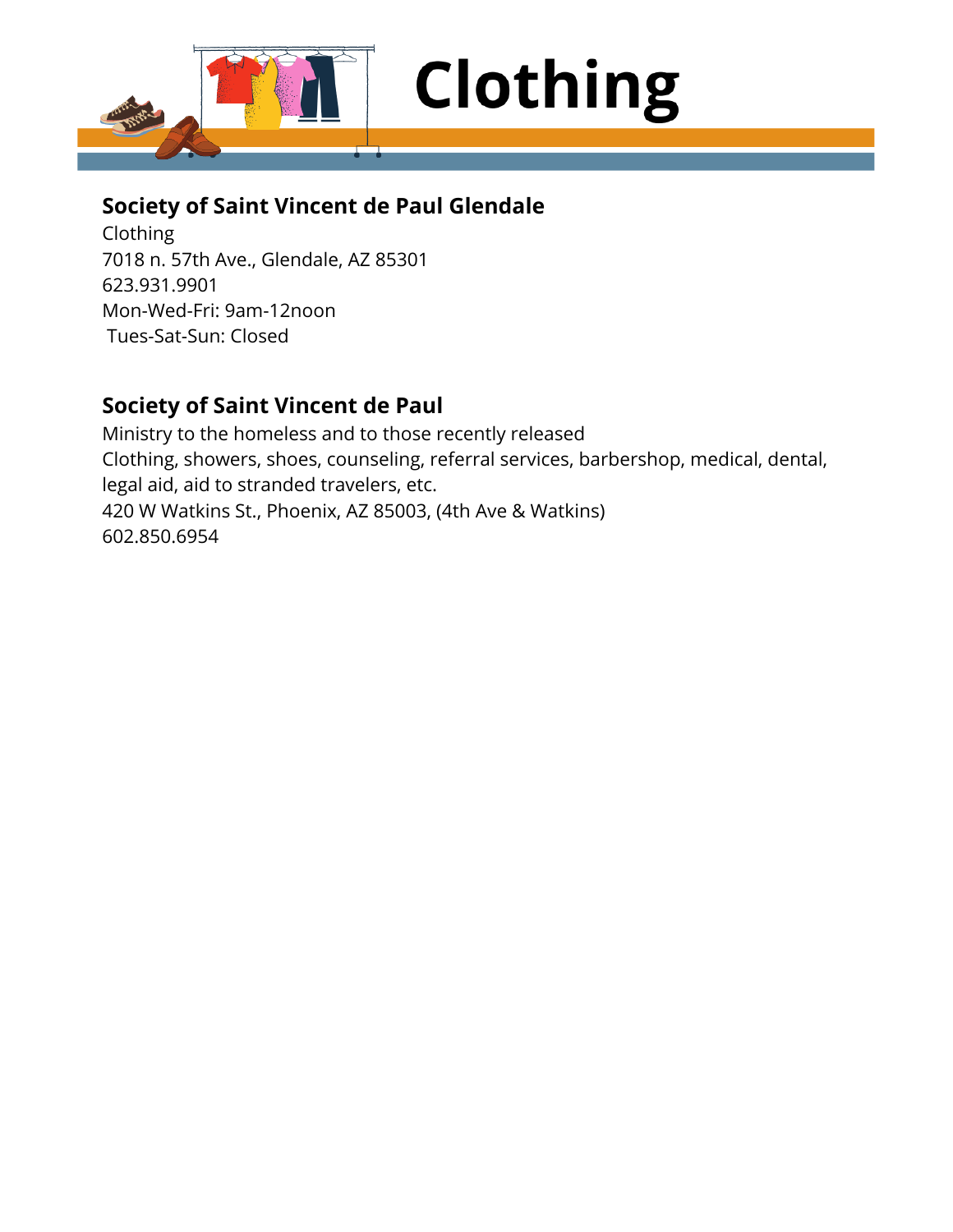# Clothing

## Society of Saint Vincent de Paul Glendale

Clothing
7018 n. 57th Ave., Glendale, AZ 85301
623.931.9901
Mon-Wed-Fri: 9am-12noon
Tues-Sat-Sun: Closed

## Society of Saint Vincent de Paul

Ministry to the homeless and to those recently released
Clothing, showers, shoes, counseling, referral services, barbershop, medical, dental, legal aid, aid to stranded travelers, etc.
420 W Watkins St., Phoenix, AZ 85003, (4th Ave & Watkins)
602.850.6954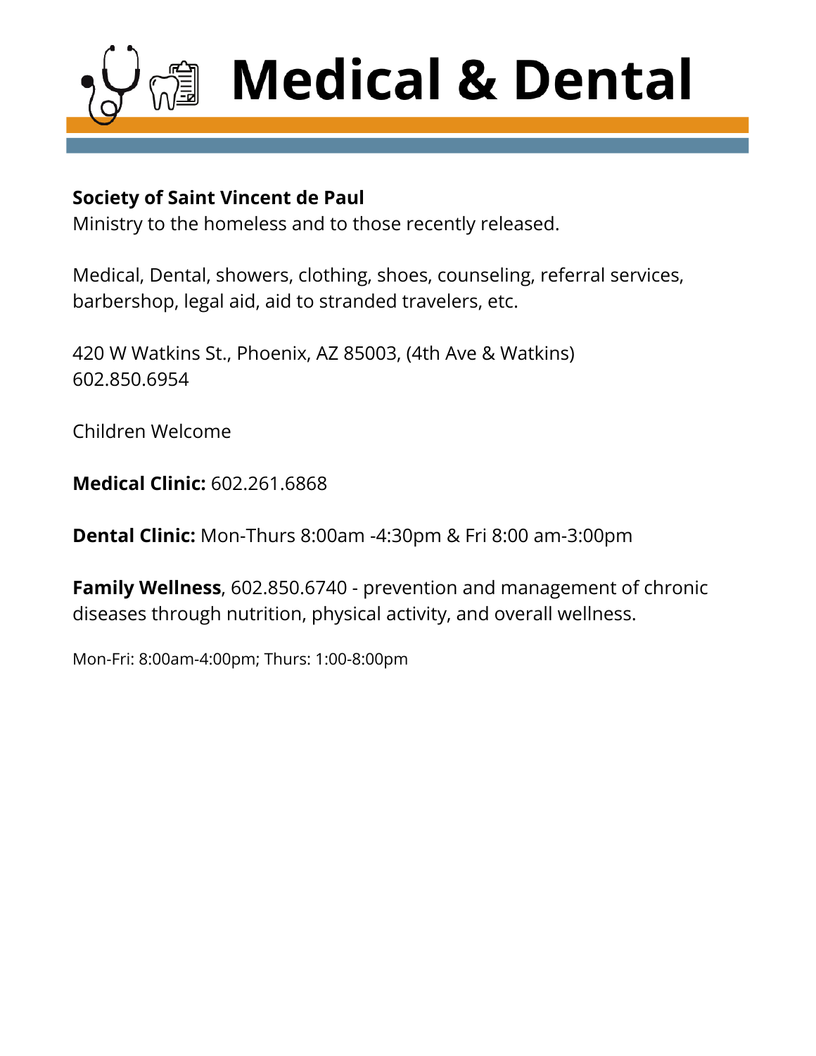# Medical & Dental

**Society of Saint Vincent de Paul**
Ministry to the homeless and to those recently released.

Medical, Dental, showers, clothing, shoes, counseling, referral services, barbershop, legal aid, aid to stranded travelers, etc.

420 W Watkins St., Phoenix, AZ 85003, (4th Ave & Watkins)
602.850.6954

Children Welcome

**Medical Clinic:** 602.261.6868

**Dental Clinic:** Mon-Thurs 8:00am -4:30pm & Fri 8:00 am-3:00pm

**Family Wellness**, 602.850.6740 - prevention and management of chronic diseases through nutrition, physical activity, and overall wellness.

Mon-Fri: 8:00am-4:00pm; Thurs: 1:00-8:00pm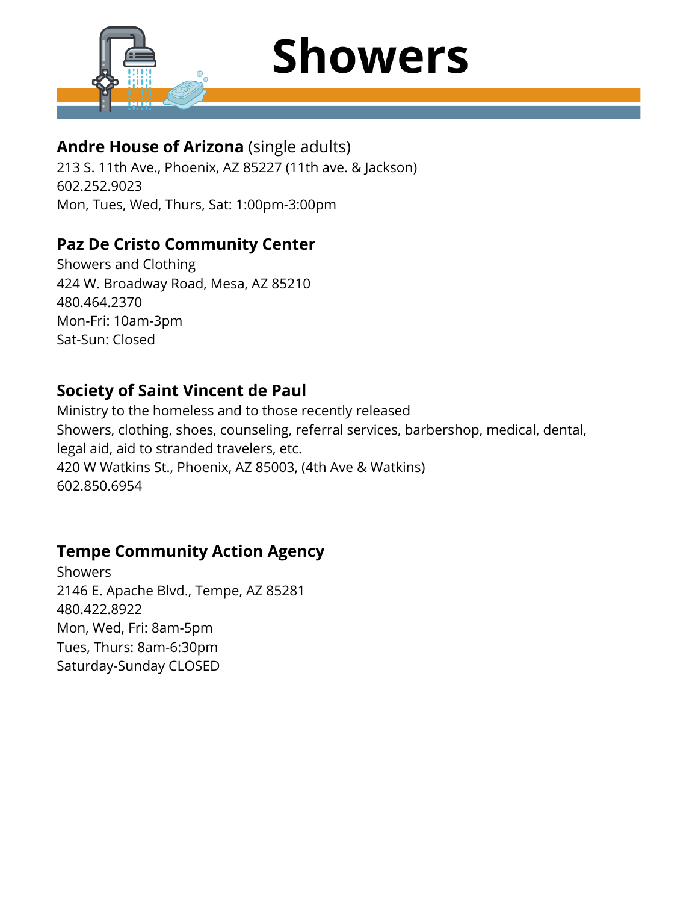# Showers

## **Andre House of Arizona** (single adults)

213 S. 11th Ave., Phoenix, AZ 85227 (11th ave. & Jackson)
602.252.9023
Mon, Tues, Wed, Thurs, Sat: 1:00pm-3:00pm

## Paz De Cristo Community Center

Showers and Clothing
424 W. Broadway Road, Mesa, AZ 85210
480.464.2370
Mon-Fri: 10am-3pm
Sat-Sun: Closed

## Society of Saint Vincent de Paul

Ministry to the homeless and to those recently released
Showers, clothing, shoes, counseling, referral services, barbershop, medical, dental, legal aid, aid to stranded travelers, etc.
420 W Watkins St., Phoenix, AZ 85003, (4th Ave & Watkins)
602.850.6954

## Tempe Community Action Agency

Showers
2146 E. Apache Blvd., Tempe, AZ 85281
480.422.8922
Mon, Wed, Fri: 8am-5pm
Tues, Thurs: 8am-6:30pm
Saturday-Sunday CLOSED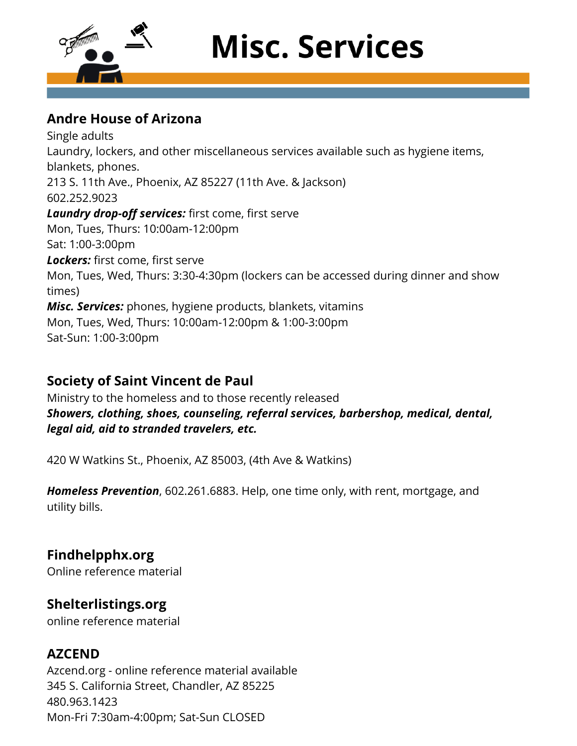# Misc. Services

## Andre House of Arizona

Single adults
Laundry, lockers, and other miscellaneous services available such as hygiene items, blankets, phones.
213 S. 11th Ave., Phoenix, AZ 85227 (11th Ave. & Jackson)
602.252.9023
***Laundry drop-off services:*** first come, first serve
Mon, Tues, Thurs: 10:00am-12:00pm
Sat: 1:00-3:00pm
***Lockers:*** first come, first serve
Mon, Tues, Wed, Thurs: 3:30-4:30pm (lockers can be accessed during dinner and show times)
***Misc. Services:*** phones, hygiene products, blankets, vitamins
Mon, Tues, Wed, Thurs: 10:00am-12:00pm & 1:00-3:00pm
Sat-Sun: 1:00-3:00pm

## Society of Saint Vincent de Paul

Ministry to the homeless and to those recently released
***Showers, clothing, shoes, counseling, referral services, barbershop, medical, dental, legal aid, aid to stranded travelers, etc.***

420 W Watkins St., Phoenix, AZ 85003, (4th Ave & Watkins)

***Homeless Prevention***, 602.261.6883. Help, one time only, with rent, mortgage, and utility bills.

## Findhelpphx.org

Online reference material

## Shelterlistings.org

online reference material

## AZCEND

Azcend.org - online reference material available
345 S. California Street, Chandler, AZ 85225
480.963.1423
Mon-Fri 7:30am-4:00pm; Sat-Sun CLOSED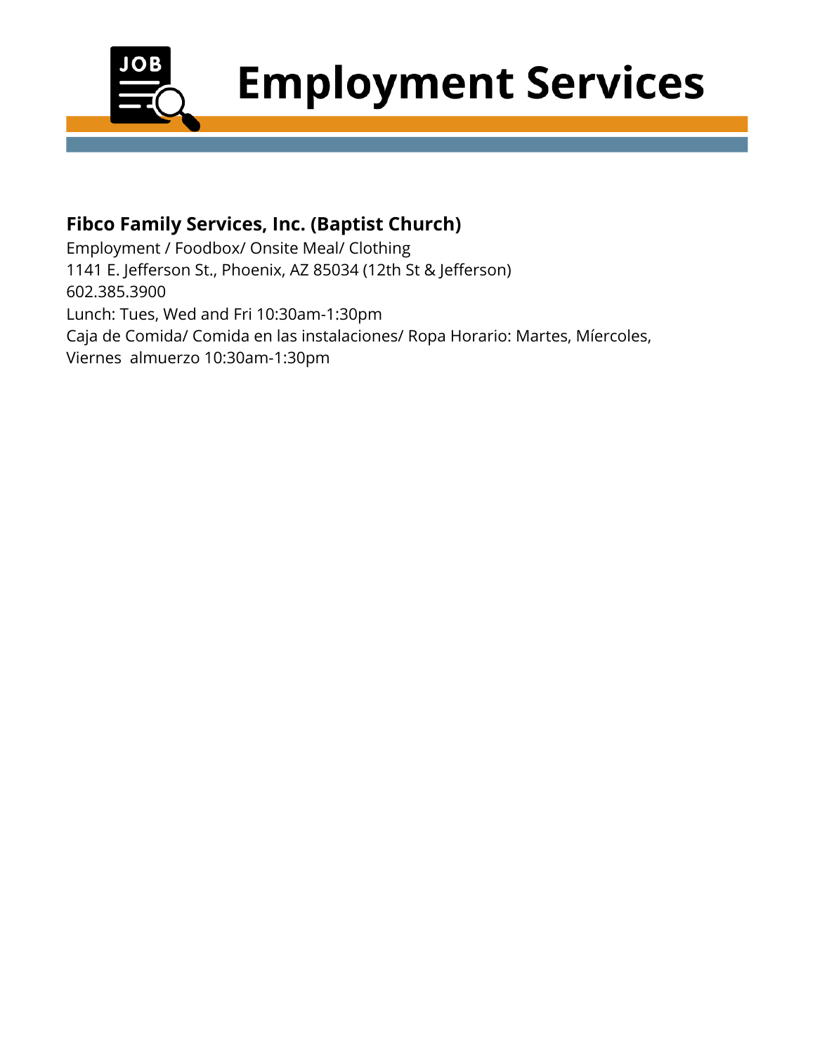# Employment Services

**Fibco Family Services, Inc. (Baptist Church)**
Employment / Foodbox/ Onsite Meal/ Clothing
1141 E. Jefferson St., Phoenix, AZ 85034 (12th St & Jefferson)
602.385.3900
Lunch: Tues, Wed and Fri 10:30am-1:30pm
Caja de Comida/ Comida en las instalaciones/ Ropa Horario: Martes, Míercoles, Viernes almuerzo 10:30am-1:30pm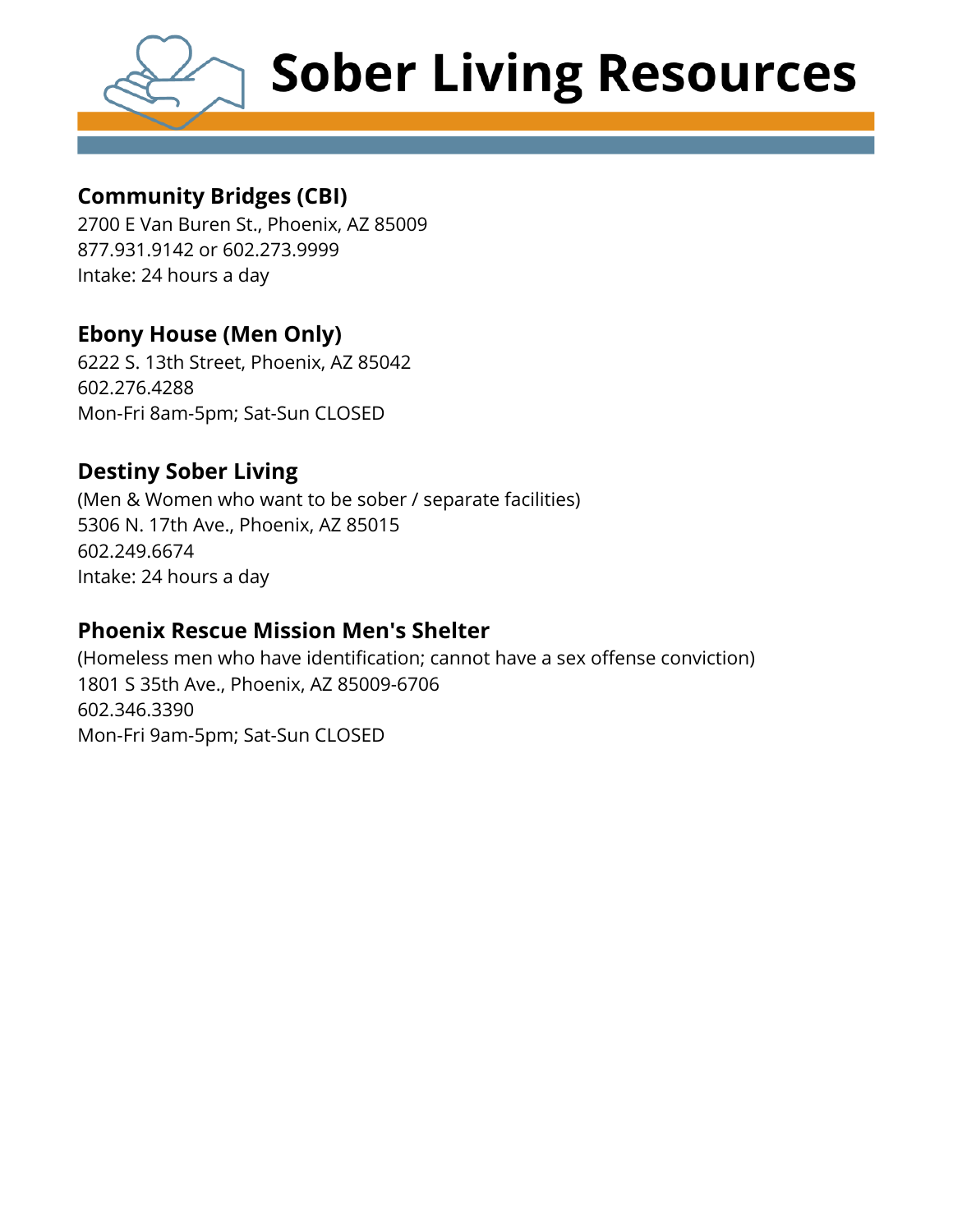# Sober Living Resources

## Community Bridges (CBI)

2700 E Van Buren St., Phoenix, AZ 85009
877.931.9142 or 602.273.9999
Intake: 24 hours a day

## Ebony House (Men Only)

6222 S. 13th Street, Phoenix, AZ 85042
602.276.4288
Mon-Fri 8am-5pm; Sat-Sun CLOSED

## Destiny Sober Living

(Men & Women who want to be sober / separate facilities)
5306 N. 17th Ave., Phoenix, AZ 85015
602.249.6674
Intake: 24 hours a day

## Phoenix Rescue Mission Men's Shelter

(Homeless men who have identification; cannot have a sex offense conviction)
1801 S 35th Ave., Phoenix, AZ 85009-6706
602.346.3390
Mon-Fri 9am-5pm; Sat-Sun CLOSED